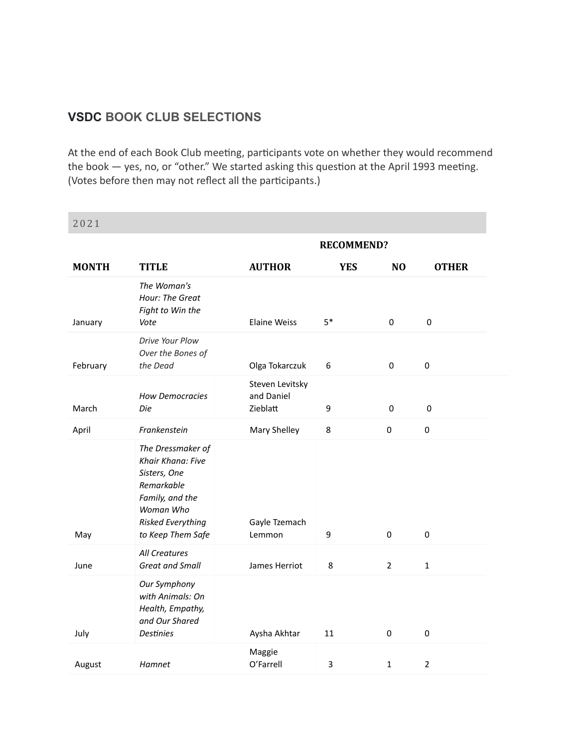## VSDC BOOK CLUB SELECTIONS

At the end of each Book Club meeting, participants vote on whether they would recommend the book — yes, no, or "other." We started asking this question at the April 1993 meeting. (Votes before then may not reflect all the participants.)

### 2021

| | | | RECOMMEND? | | |
|---|---|---|---|---|---|
| **MONTH** | **TITLE** | **AUTHOR** | **YES** | **NO** | **OTHER** |
| January | *The Woman's Hour: The Great Fight to Win the Vote* | Elaine Weiss | 5* | 0 | 0 |
| February | *Drive Your Plow Over the Bones of the Dead* | Olga Tokarczuk | 6 | 0 | 0 |
| March | *How Democracies Die* | Steven Levitsky and Daniel Zieblatt | 9 | 0 | 0 |
| April | *Frankenstein* | Mary Shelley | 8 | 0 | 0 |
| May | *The Dressmaker of Khair Khana: Five Sisters, One Remarkable Family, and the Woman Who Risked Everything to Keep Them Safe* | Gayle Tzemach Lemmon | 9 | 0 | 0 |
| June | *All Creatures Great and Small* | James Herriot | 8 | 2 | 1 |
| July | *Our Symphony with Animals: On Health, Empathy, and Our Shared Destinies* | Aysha Akhtar | 11 | 0 | 0 |
| August | *Hamnet* | Maggie O'Farrell | 3 | 1 | 2 |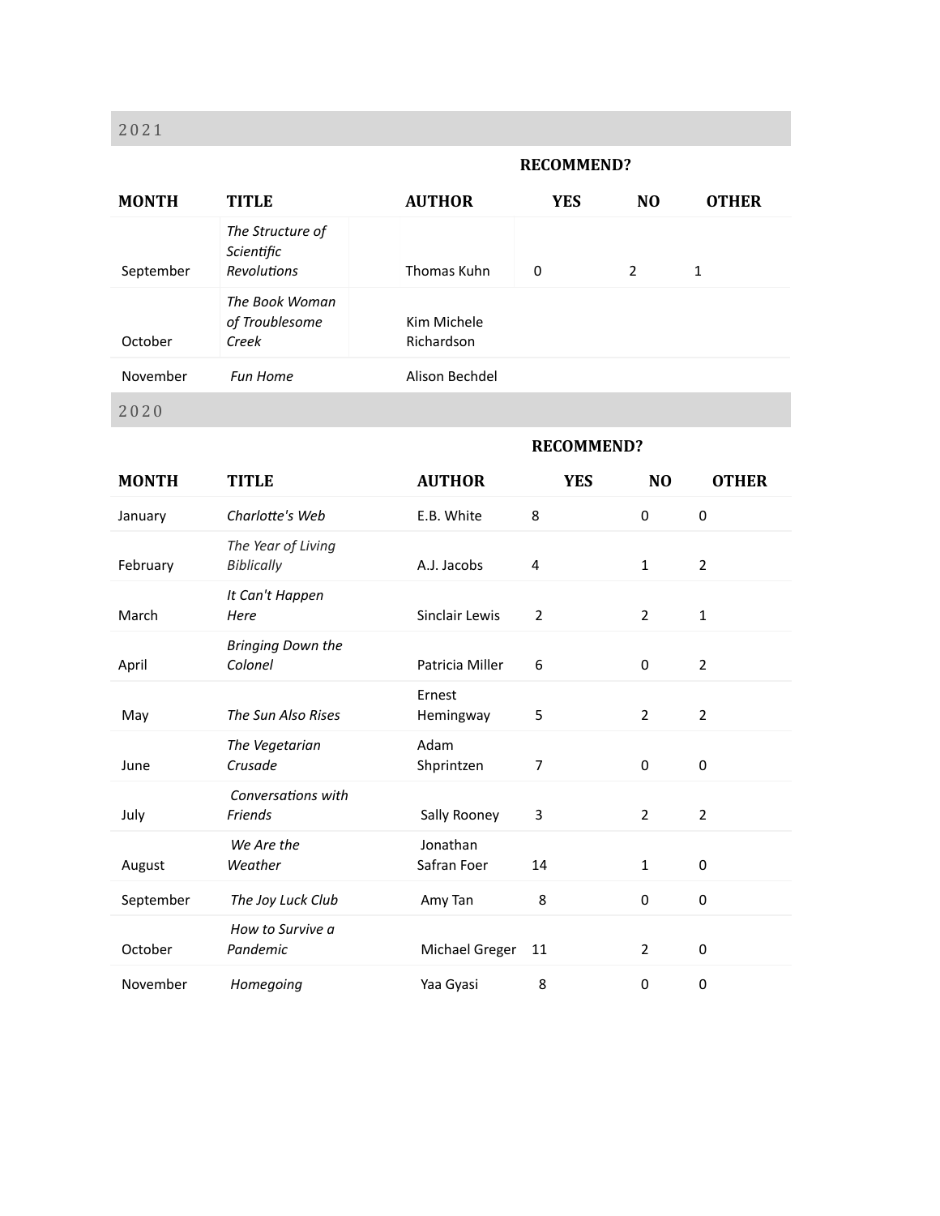## 2021

| MONTH | TITLE | AUTHOR | RECOMMEND? YES | NO | OTHER |
|---|---|---|---|---|---|
| September | *The Structure of Scientific Revolutions* | Thomas Kuhn | 0 | 2 | 1 |
| October | *The Book Woman of Troublesome Creek* | Kim Michele Richardson | | | |
| November | *Fun Home* | Alison Bechdel | | | |

## 2020

| MONTH | TITLE | AUTHOR | RECOMMEND? YES | NO | OTHER |
|---|---|---|---|---|---|
| January | *Charlotte's Web* | E.B. White | 8 | 0 | 0 |
| February | *The Year of Living Biblically* | A.J. Jacobs | 4 | 1 | 2 |
| March | *It Can't Happen Here* | Sinclair Lewis | 2 | 2 | 1 |
| April | *Bringing Down the Colonel* | Patricia Miller | 6 | 0 | 2 |
| May | *The Sun Also Rises* | Ernest Hemingway | 5 | 2 | 2 |
| June | *The Vegetarian Crusade* | Adam Shprintzen | 7 | 0 | 0 |
| July | *Conversations with Friends* | Sally Rooney | 3 | 2 | 2 |
| August | *We Are the Weather* | Jonathan Safran Foer | 14 | 1 | 0 |
| September | *The Joy Luck Club* | Amy Tan | 8 | 0 | 0 |
| October | *How to Survive a Pandemic* | Michael Greger | 11 | 2 | 0 |
| November | *Homegoing* | Yaa Gyasi | 8 | 0 | 0 |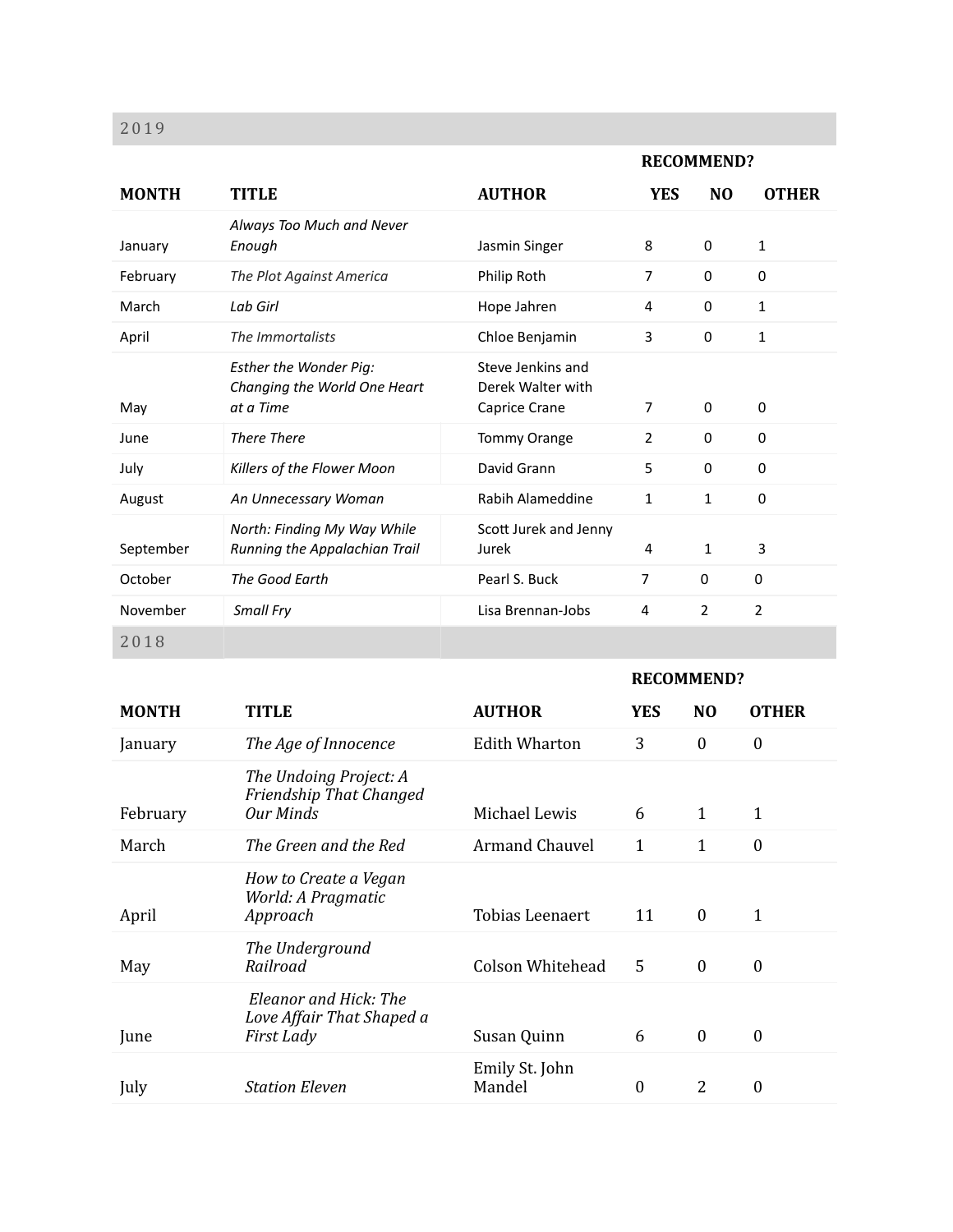## 2019

| MONTH | TITLE | AUTHOR | RECOMMEND? YES | NO | OTHER |
|---|---|---|---|---|---|
| January | *Always Too Much and Never Enough* | Jasmin Singer | 8 | 0 | 1 |
| February | *The Plot Against America* | Philip Roth | 7 | 0 | 0 |
| March | *Lab Girl* | Hope Jahren | 4 | 0 | 1 |
| April | *The Immortalists* | Chloe Benjamin | 3 | 0 | 1 |
| May | *Esther the Wonder Pig: Changing the World One Heart at a Time* | Steve Jenkins and Derek Walter with Caprice Crane | 7 | 0 | 0 |
| June | *There There* | Tommy Orange | 2 | 0 | 0 |
| July | *Killers of the Flower Moon* | David Grann | 5 | 0 | 0 |
| August | *An Unnecessary Woman* | Rabih Alameddine | 1 | 1 | 0 |
| September | *North: Finding My Way While Running the Appalachian Trail* | Scott Jurek and Jenny Jurek | 4 | 1 | 3 |
| October | *The Good Earth* | Pearl S. Buck | 7 | 0 | 0 |
| November | *Small Fry* | Lisa Brennan-Jobs | 4 | 2 | 2 |

## 2018

| MONTH | TITLE | AUTHOR | RECOMMEND? YES | NO | OTHER |
|---|---|---|---|---|---|
| January | *The Age of Innocence* | Edith Wharton | 3 | 0 | 0 |
| February | *The Undoing Project: A Friendship That Changed Our Minds* | Michael Lewis | 6 | 1 | 1 |
| March | *The Green and the Red* | Armand Chauvel | 1 | 1 | 0 |
| April | *How to Create a Vegan World: A Pragmatic Approach* | Tobias Leenaert | 11 | 0 | 1 |
| May | *The Underground Railroad* | Colson Whitehead | 5 | 0 | 0 |
| June | *Eleanor and Hick: The Love Affair That Shaped a First Lady* | Susan Quinn | 6 | 0 | 0 |
| July | *Station Eleven* | Emily St. John Mandel | 0 | 2 | 0 |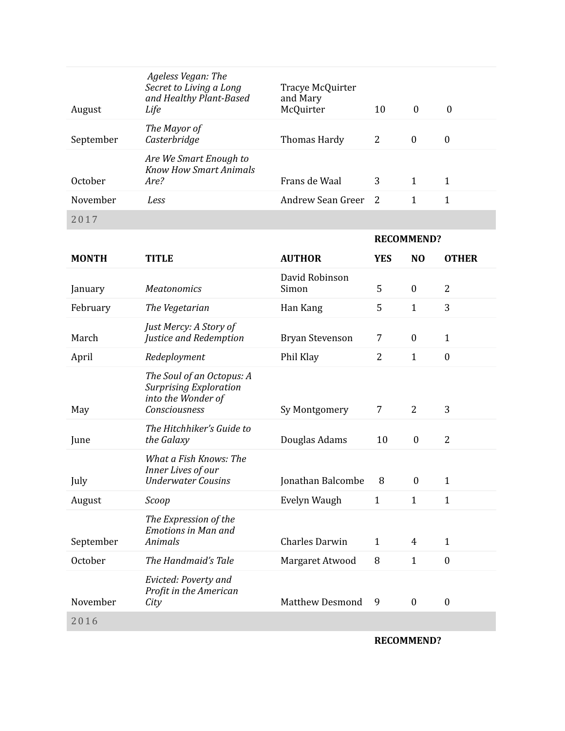| | | | | | |
|---|---|---|---|---|---|
| August | *Ageless Vegan: The Secret to Living a Long and Healthy Plant-Based Life* | Tracye McQuirter and Mary McQuirter | 10 | 0 | 0 |
| September | *The Mayor of Casterbridge* | Thomas Hardy | 2 | 0 | 0 |
| October | *Are We Smart Enough to Know How Smart Animals Are?* | Frans de Waal | 3 | 1 | 1 |
| November | *Less* | Andrew Sean Greer | 2 | 1 | 1 |

## 2017

| | | | RECOMMEND? | | |
|---|---|---|---|---|---|
| **MONTH** | **TITLE** | **AUTHOR** | **YES** | **NO** | **OTHER** |
| January | *Meatonomics* | David Robinson Simon | 5 | 0 | 2 |
| February | *The Vegetarian* | Han Kang | 5 | 1 | 3 |
| March | *Just Mercy: A Story of Justice and Redemption* | Bryan Stevenson | 7 | 0 | 1 |
| April | *Redeployment* | Phil Klay | 2 | 1 | 0 |
| May | *The Soul of an Octopus: A Surprising Exploration into the Wonder of Consciousness* | Sy Montgomery | 7 | 2 | 3 |
| June | *The Hitchhiker's Guide to the Galaxy* | Douglas Adams | 10 | 0 | 2 |
| July | *What a Fish Knows: The Inner Lives of our Underwater Cousins* | Jonathan Balcombe | 8 | 0 | 1 |
| August | *Scoop* | Evelyn Waugh | 1 | 1 | 1 |
| September | *The Expression of the Emotions in Man and Animals* | Charles Darwin | 1 | 4 | 1 |
| October | *The Handmaid's Tale* | Margaret Atwood | 8 | 1 | 0 |
| November | *Evicted: Poverty and Profit in the American City* | Matthew Desmond | 9 | 0 | 0 |

## 2016

**RECOMMEND?**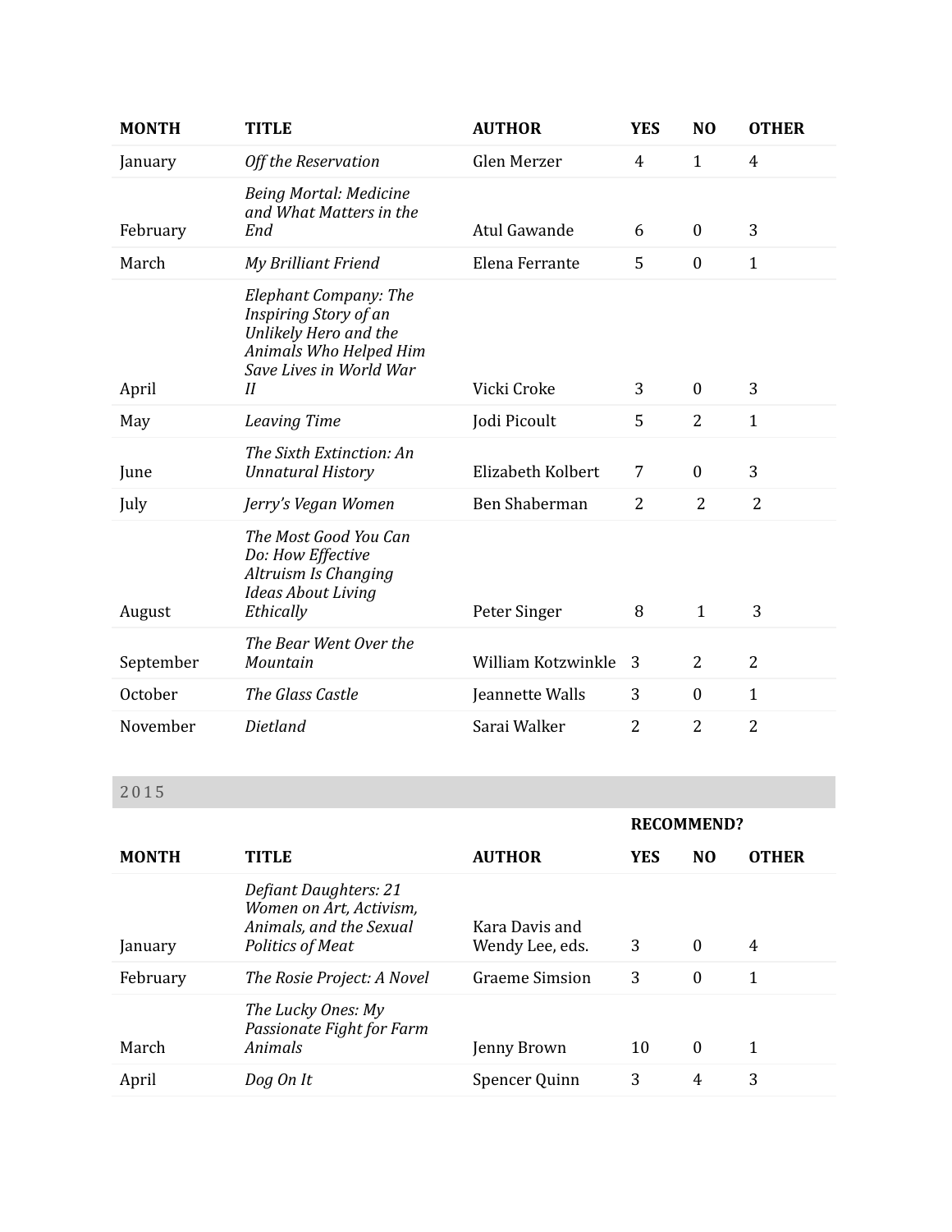| MONTH | TITLE | AUTHOR | YES | NO | OTHER |
|---|---|---|---|---|---|
| January | *Off the Reservation* | Glen Merzer | 4 | 1 | 4 |
| February | *Being Mortal: Medicine and What Matters in the End* | Atul Gawande | 6 | 0 | 3 |
| March | *My Brilliant Friend* | Elena Ferrante | 5 | 0 | 1 |
| April | *Elephant Company: The Inspiring Story of an Unlikely Hero and the Animals Who Helped Him Save Lives in World War II* | Vicki Croke | 3 | 0 | 3 |
| May | *Leaving Time* | Jodi Picoult | 5 | 2 | 1 |
| June | *The Sixth Extinction: An Unnatural History* | Elizabeth Kolbert | 7 | 0 | 3 |
| July | *Jerry's Vegan Women* | Ben Shaberman | 2 | 2 | 2 |
| August | *The Most Good You Can Do: How Effective Altruism Is Changing Ideas About Living Ethically* | Peter Singer | 8 | 1 | 3 |
| September | *The Bear Went Over the Mountain* | William Kotzwinkle | 3 | 2 | 2 |
| October | *The Glass Castle* | Jeannette Walls | 3 | 0 | 1 |
| November | *Dietland* | Sarai Walker | 2 | 2 | 2 |

## 2015

| | | | RECOMMEND? | | |
|---|---|---|---|---|---|
| MONTH | TITLE | AUTHOR | YES | NO | OTHER |
| January | *Defiant Daughters: 21 Women on Art, Activism, Animals, and the Sexual Politics of Meat* | Kara Davis and Wendy Lee, eds. | 3 | 0 | 4 |
| February | *The Rosie Project: A Novel* | Graeme Simsion | 3 | 0 | 1 |
| March | *The Lucky Ones: My Passionate Fight for Farm Animals* | Jenny Brown | 10 | 0 | 1 |
| April | *Dog On It* | Spencer Quinn | 3 | 4 | 3 |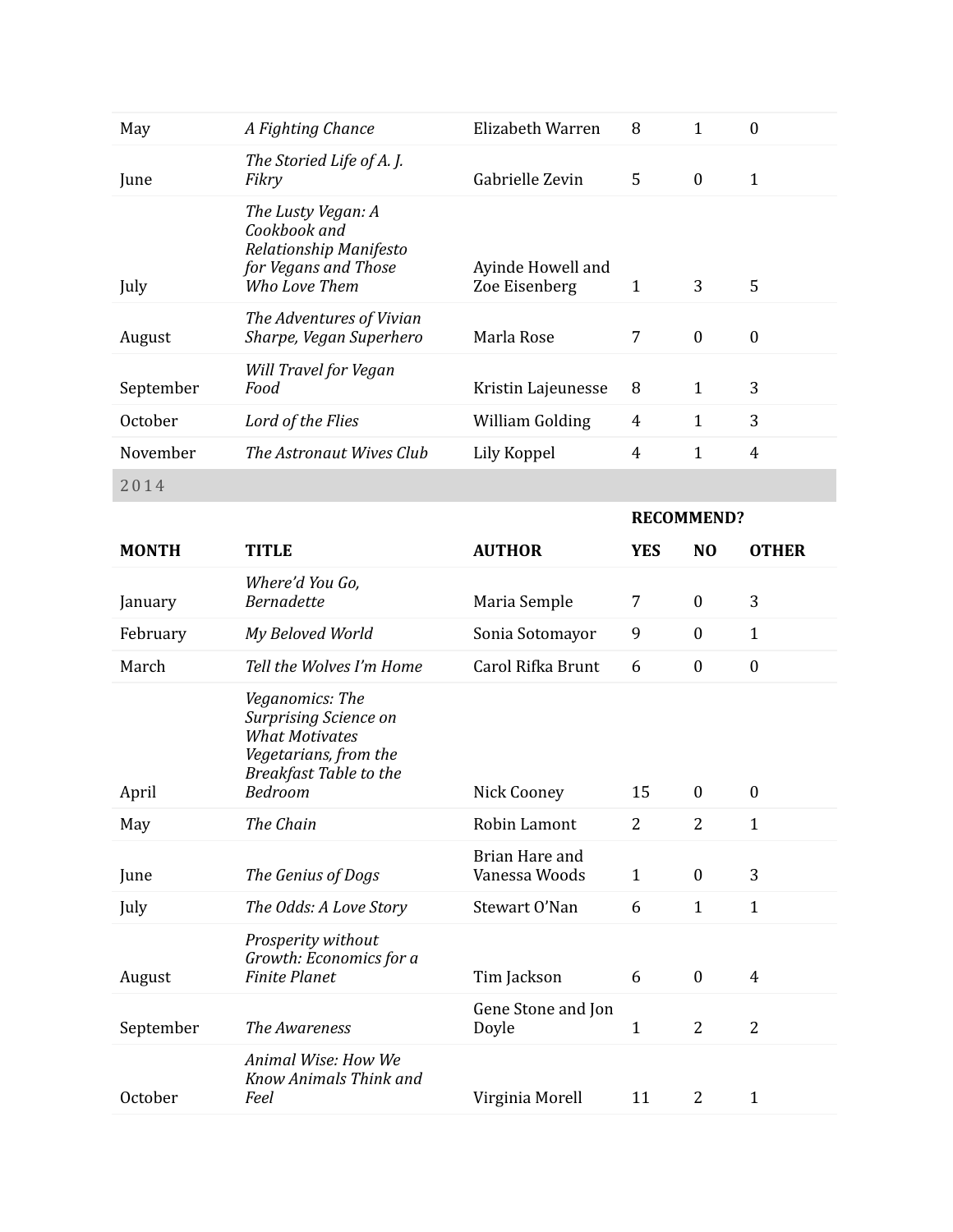| May | *A Fighting Chance* | Elizabeth Warren | 8 | 1 | 0 |
|---|---|---|---|---|---|
| June | *The Storied Life of A. J. Fikry* | Gabrielle Zevin | 5 | 0 | 1 |
| July | *The Lusty Vegan: A Cookbook and Relationship Manifesto for Vegans and Those Who Love Them* | Ayinde Howell and Zoe Eisenberg | 1 | 3 | 5 |
| August | *The Adventures of Vivian Sharpe, Vegan Superhero* | Marla Rose | 7 | 0 | 0 |
| September | *Will Travel for Vegan Food* | Kristin Lajeunesse | 8 | 1 | 3 |
| October | *Lord of the Flies* | William Golding | 4 | 1 | 3 |
| November | *The Astronaut Wives Club* | Lily Koppel | 4 | 1 | 4 |

## 2014

| | | | RECOMMEND? | | |
|---|---|---|---|---|---|
| **MONTH** | **TITLE** | **AUTHOR** | **YES** | **NO** | **OTHER** |
| January | *Where'd You Go, Bernadette* | Maria Semple | 7 | 0 | 3 |
| February | *My Beloved World* | Sonia Sotomayor | 9 | 0 | 1 |
| March | *Tell the Wolves I'm Home* | Carol Rifka Brunt | 6 | 0 | 0 |
| April | *Veganomics: The Surprising Science on What Motivates Vegetarians, from the Breakfast Table to the Bedroom* | Nick Cooney | 15 | 0 | 0 |
| May | *The Chain* | Robin Lamont | 2 | 2 | 1 |
| June | *The Genius of Dogs* | Brian Hare and Vanessa Woods | 1 | 0 | 3 |
| July | *The Odds: A Love Story* | Stewart O'Nan | 6 | 1 | 1 |
| August | *Prosperity without Growth: Economics for a Finite Planet* | Tim Jackson | 6 | 0 | 4 |
| September | *The Awareness* | Gene Stone and Jon Doyle | 1 | 2 | 2 |
| October | *Animal Wise: How We Know Animals Think and Feel* | Virginia Morell | 11 | 2 | 1 |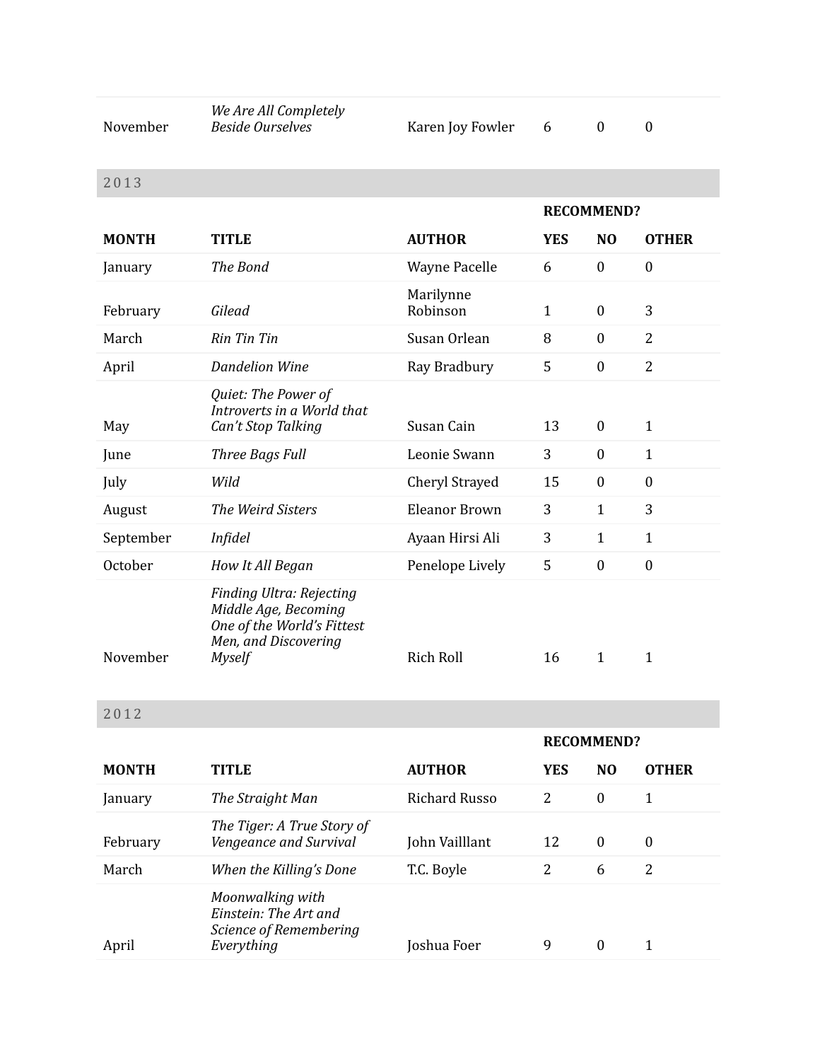| | | | | | |
|---|---|---|---|---|---|
| November | *We Are All Completely Beside Ourselves* | Karen Joy Fowler | 6 | 0 | 0 |

## 2013

| | | | RECOMMEND? | | |
|---|---|---|---|---|---|
| **MONTH** | **TITLE** | **AUTHOR** | **YES** | **NO** | **OTHER** |
| January | *The Bond* | Wayne Pacelle | 6 | 0 | 0 |
| February | *Gilead* | Marilynne Robinson | 1 | 0 | 3 |
| March | *Rin Tin Tin* | Susan Orlean | 8 | 0 | 2 |
| April | *Dandelion Wine* | Ray Bradbury | 5 | 0 | 2 |
| May | *Quiet: The Power of Introverts in a World that Can't Stop Talking* | Susan Cain | 13 | 0 | 1 |
| June | *Three Bags Full* | Leonie Swann | 3 | 0 | 1 |
| July | *Wild* | Cheryl Strayed | 15 | 0 | 0 |
| August | *The Weird Sisters* | Eleanor Brown | 3 | 1 | 3 |
| September | *Infidel* | Ayaan Hirsi Ali | 3 | 1 | 1 |
| October | *How It All Began* | Penelope Lively | 5 | 0 | 0 |
| November | *Finding Ultra: Rejecting Middle Age, Becoming One of the World's Fittest Men, and Discovering Myself* | Rich Roll | 16 | 1 | 1 |

## 2012

| | | | RECOMMEND? | | |
|---|---|---|---|---|---|
| **MONTH** | **TITLE** | **AUTHOR** | **YES** | **NO** | **OTHER** |
| January | *The Straight Man* | Richard Russo | 2 | 0 | 1 |
| February | *The Tiger: A True Story of Vengeance and Survival* | John Vailllant | 12 | 0 | 0 |
| March | *When the Killing's Done* | T.C. Boyle | 2 | 6 | 2 |
| April | *Moonwalking with Einstein: The Art and Science of Remembering Everything* | Joshua Foer | 9 | 0 | 1 |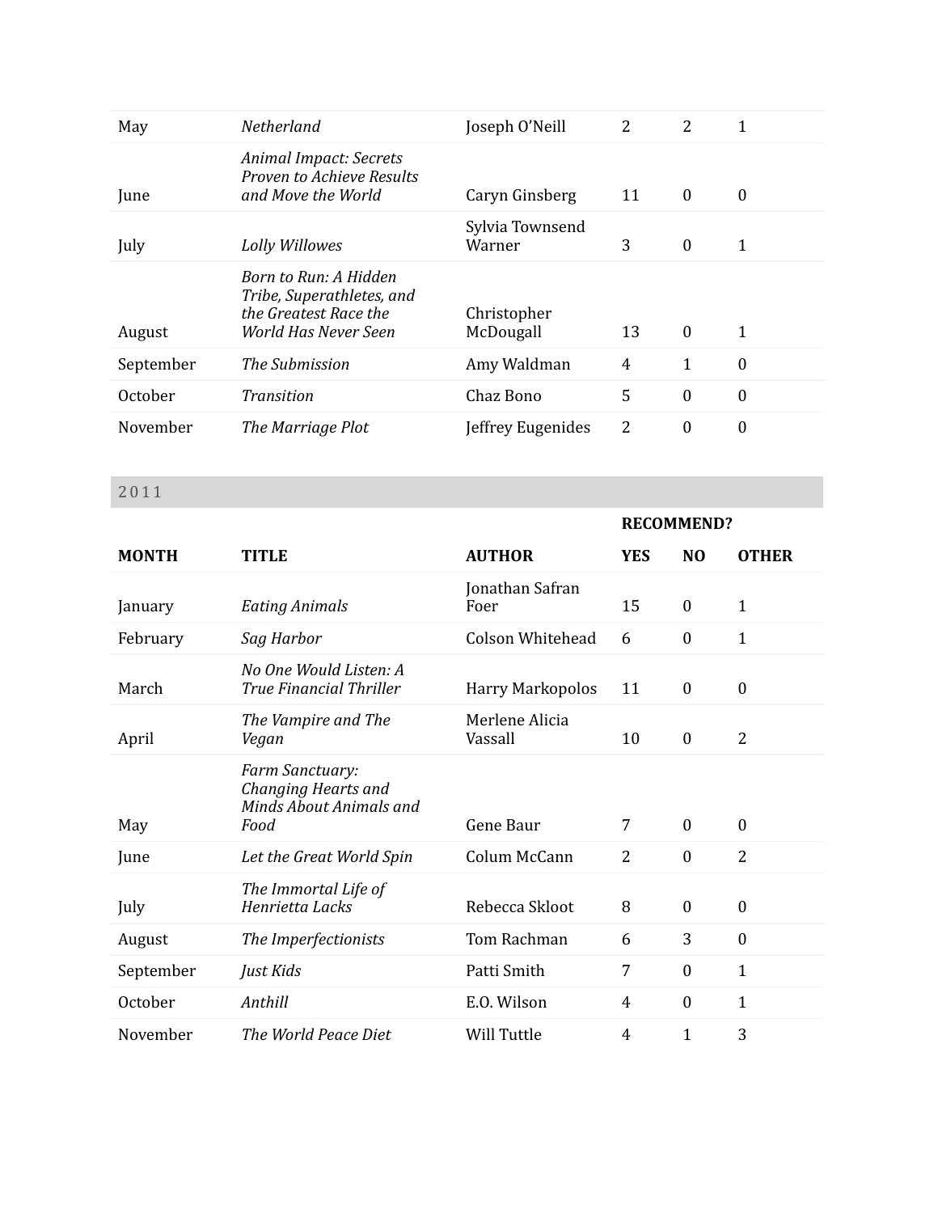| MONTH | TITLE | AUTHOR | YES | NO | OTHER |
|---|---|---|---|---|---|
| May | *Netherland* | Joseph O'Neill | 2 | 2 | 1 |
| June | *Animal Impact: Secrets Proven to Achieve Results and Move the World* | Caryn Ginsberg | 11 | 0 | 0 |
| July | *Lolly Willowes* | Sylvia Townsend Warner | 3 | 0 | 1 |
| August | *Born to Run: A Hidden Tribe, Superathletes, and the Greatest Race the World Has Never Seen* | Christopher McDougall | 13 | 0 | 1 |
| September | *The Submission* | Amy Waldman | 4 | 1 | 0 |
| October | *Transition* | Chaz Bono | 5 | 0 | 0 |
| November | *The Marriage Plot* | Jeffrey Eugenides | 2 | 0 | 0 |

## 2011

| | | | **RECOMMEND?** | | |
|---|---|---|---|---|---|
| **MONTH** | **TITLE** | **AUTHOR** | **YES** | **NO** | **OTHER** |
| January | *Eating Animals* | Jonathan Safran Foer | 15 | 0 | 1 |
| February | *Sag Harbor* | Colson Whitehead | 6 | 0 | 1 |
| March | *No One Would Listen: A True Financial Thriller* | Harry Markopolos | 11 | 0 | 0 |
| April | *The Vampire and The Vegan* | Merlene Alicia Vassall | 10 | 0 | 2 |
| May | *Farm Sanctuary: Changing Hearts and Minds About Animals and Food* | Gene Baur | 7 | 0 | 0 |
| June | *Let the Great World Spin* | Colum McCann | 2 | 0 | 2 |
| July | *The Immortal Life of Henrietta Lacks* | Rebecca Skloot | 8 | 0 | 0 |
| August | *The Imperfectionists* | Tom Rachman | 6 | 3 | 0 |
| September | *Just Kids* | Patti Smith | 7 | 0 | 1 |
| October | *Anthill* | E.O. Wilson | 4 | 0 | 1 |
| November | *The World Peace Diet* | Will Tuttle | 4 | 1 | 3 |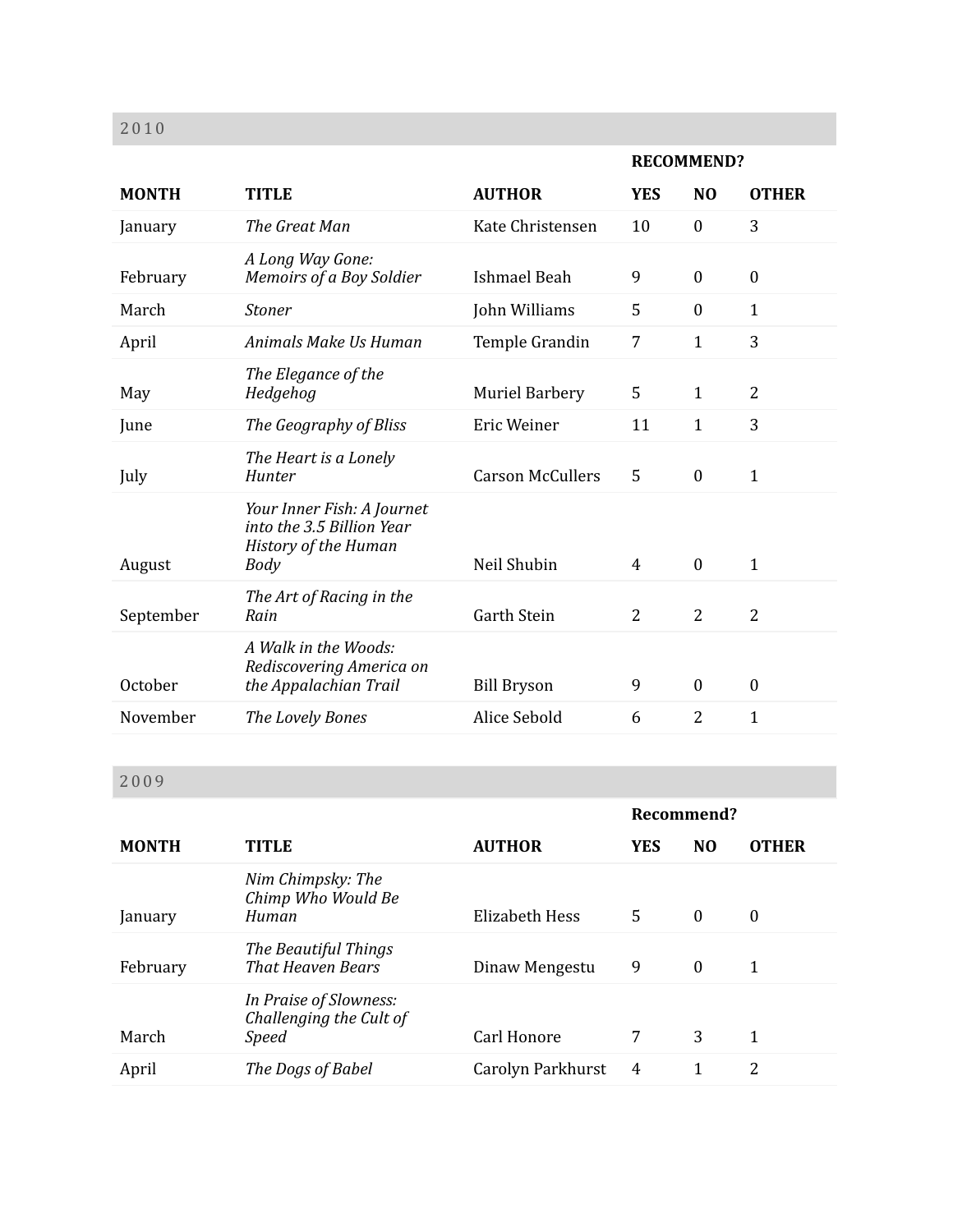## 2010

| | | | RECOMMEND? | | |
|---|---|---|---|---|---|
| **MONTH** | **TITLE** | **AUTHOR** | **YES** | **NO** | **OTHER** |
| January | *The Great Man* | Kate Christensen | 10 | 0 | 3 |
| February | *A Long Way Gone: Memoirs of a Boy Soldier* | Ishmael Beah | 9 | 0 | 0 |
| March | *Stoner* | John Williams | 5 | 0 | 1 |
| April | *Animals Make Us Human* | Temple Grandin | 7 | 1 | 3 |
| May | *The Elegance of the Hedgehog* | Muriel Barbery | 5 | 1 | 2 |
| June | *The Geography of Bliss* | Eric Weiner | 11 | 1 | 3 |
| July | *The Heart is a Lonely Hunter* | Carson McCullers | 5 | 0 | 1 |
| August | *Your Inner Fish: A Journet into the 3.5 Billion Year History of the Human Body* | Neil Shubin | 4 | 0 | 1 |
| September | *The Art of Racing in the Rain* | Garth Stein | 2 | 2 | 2 |
| October | *A Walk in the Woods: Rediscovering America on the Appalachian Trail* | Bill Bryson | 9 | 0 | 0 |
| November | *The Lovely Bones* | Alice Sebold | 6 | 2 | 1 |

## 2009

| | | | Recommend? | | |
|---|---|---|---|---|---|
| **MONTH** | **TITLE** | **AUTHOR** | **YES** | **NO** | **OTHER** |
| January | *Nim Chimpsky: The Chimp Who Would Be Human* | Elizabeth Hess | 5 | 0 | 0 |
| February | *The Beautiful Things That Heaven Bears* | Dinaw Mengestu | 9 | 0 | 1 |
| March | *In Praise of Slowness: Challenging the Cult of Speed* | Carl Honore | 7 | 3 | 1 |
| April | *The Dogs of Babel* | Carolyn Parkhurst | 4 | 1 | 2 |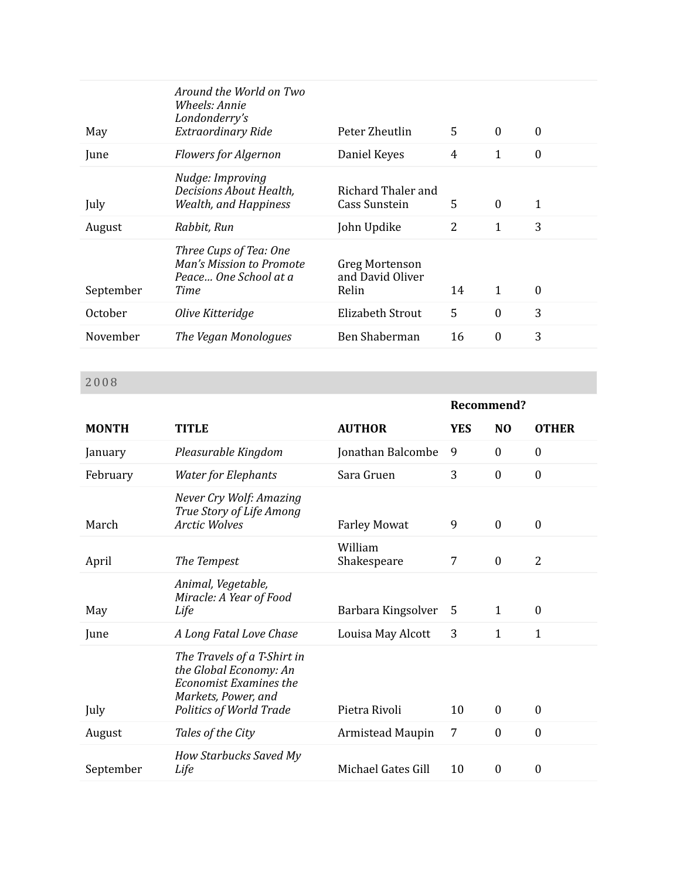| | | | | | |
|---|---|---|---|---|---|
| May | *Around the World on Two Wheels: Annie Londonderry's Extraordinary Ride* | Peter Zheutlin | 5 | 0 | 0 |
| June | *Flowers for Algernon* | Daniel Keyes | 4 | 1 | 0 |
| July | *Nudge: Improving Decisions About Health, Wealth, and Happiness* | Richard Thaler and Cass Sunstein | 5 | 0 | 1 |
| August | *Rabbit, Run* | John Updike | 2 | 1 | 3 |
| September | *Three Cups of Tea: One Man's Mission to Promote Peace… One School at a Time* | Greg Mortenson and David Oliver Relin | 14 | 1 | 0 |
| October | *Olive Kitteridge* | Elizabeth Strout | 5 | 0 | 3 |
| November | *The Vegan Monologues* | Ben Shaberman | 16 | 0 | 3 |

## 2008

| | | | **Recommend?** | | |
|---|---|---|---|---|---|
| **MONTH** | **TITLE** | **AUTHOR** | **YES** | **NO** | **OTHER** |
| January | *Pleasurable Kingdom* | Jonathan Balcombe | 9 | 0 | 0 |
| February | *Water for Elephants* | Sara Gruen | 3 | 0 | 0 |
| March | *Never Cry Wolf: Amazing True Story of Life Among Arctic Wolves* | Farley Mowat | 9 | 0 | 0 |
| April | *The Tempest* | William Shakespeare | 7 | 0 | 2 |
| May | *Animal, Vegetable, Miracle: A Year of Food Life* | Barbara Kingsolver | 5 | 1 | 0 |
| June | *A Long Fatal Love Chase* | Louisa May Alcott | 3 | 1 | 1 |
| July | *The Travels of a T-Shirt in the Global Economy: An Economist Examines the Markets, Power, and Politics of World Trade* | Pietra Rivoli | 10 | 0 | 0 |
| August | *Tales of the City* | Armistead Maupin | 7 | 0 | 0 |
| September | *How Starbucks Saved My Life* | Michael Gates Gill | 10 | 0 | 0 |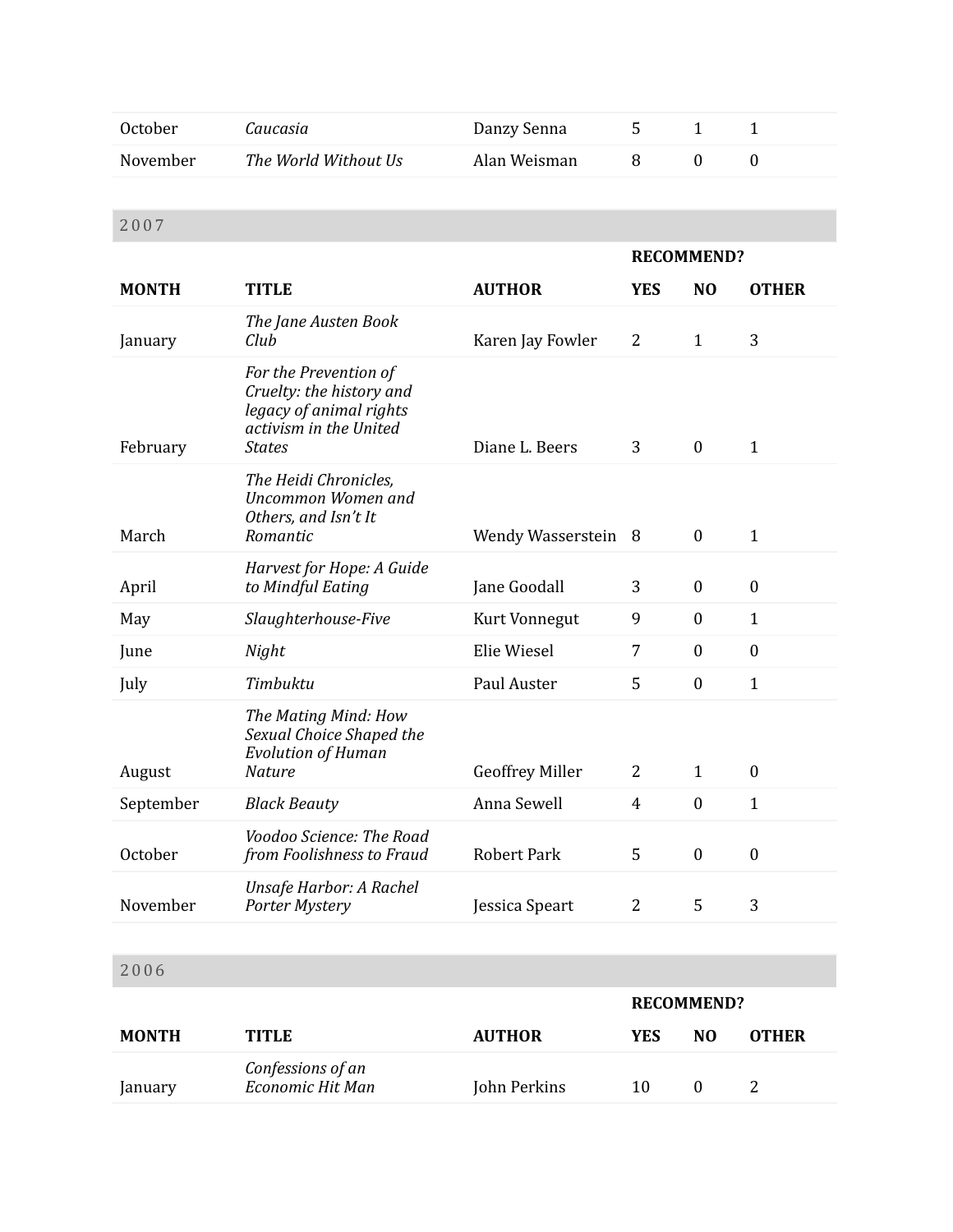| October | *Caucasia* | Danzy Senna | 5 | 1 | 1 |
|---|---|---|---|---|---|
| November | *The World Without Us* | Alan Weisman | 8 | 0 | 0 |

## 2007

| | | | RECOMMEND? | | |
|---|---|---|---|---|---|
| **MONTH** | **TITLE** | **AUTHOR** | **YES** | **NO** | **OTHER** |
| January | *The Jane Austen Book Club* | Karen Jay Fowler | 2 | 1 | 3 |
| February | *For the Prevention of Cruelty: the history and legacy of animal rights activism in the United States* | Diane L. Beers | 3 | 0 | 1 |
| March | *The Heidi Chronicles, Uncommon Women and Others, and Isn't It Romantic* | Wendy Wasserstein | 8 | 0 | 1 |
| April | *Harvest for Hope: A Guide to Mindful Eating* | Jane Goodall | 3 | 0 | 0 |
| May | *Slaughterhouse-Five* | Kurt Vonnegut | 9 | 0 | 1 |
| June | *Night* | Elie Wiesel | 7 | 0 | 0 |
| July | *Timbuktu* | Paul Auster | 5 | 0 | 1 |
| August | *The Mating Mind: How Sexual Choice Shaped the Evolution of Human Nature* | Geoffrey Miller | 2 | 1 | 0 |
| September | *Black Beauty* | Anna Sewell | 4 | 0 | 1 |
| October | *Voodoo Science: The Road from Foolishness to Fraud* | Robert Park | 5 | 0 | 0 |
| November | *Unsafe Harbor: A Rachel Porter Mystery* | Jessica Speart | 2 | 5 | 3 |

## 2006

| | | | RECOMMEND? | | |
|---|---|---|---|---|---|
| **MONTH** | **TITLE** | **AUTHOR** | **YES** | **NO** | **OTHER** |
| January | *Confessions of an Economic Hit Man* | John Perkins | 10 | 0 | 2 |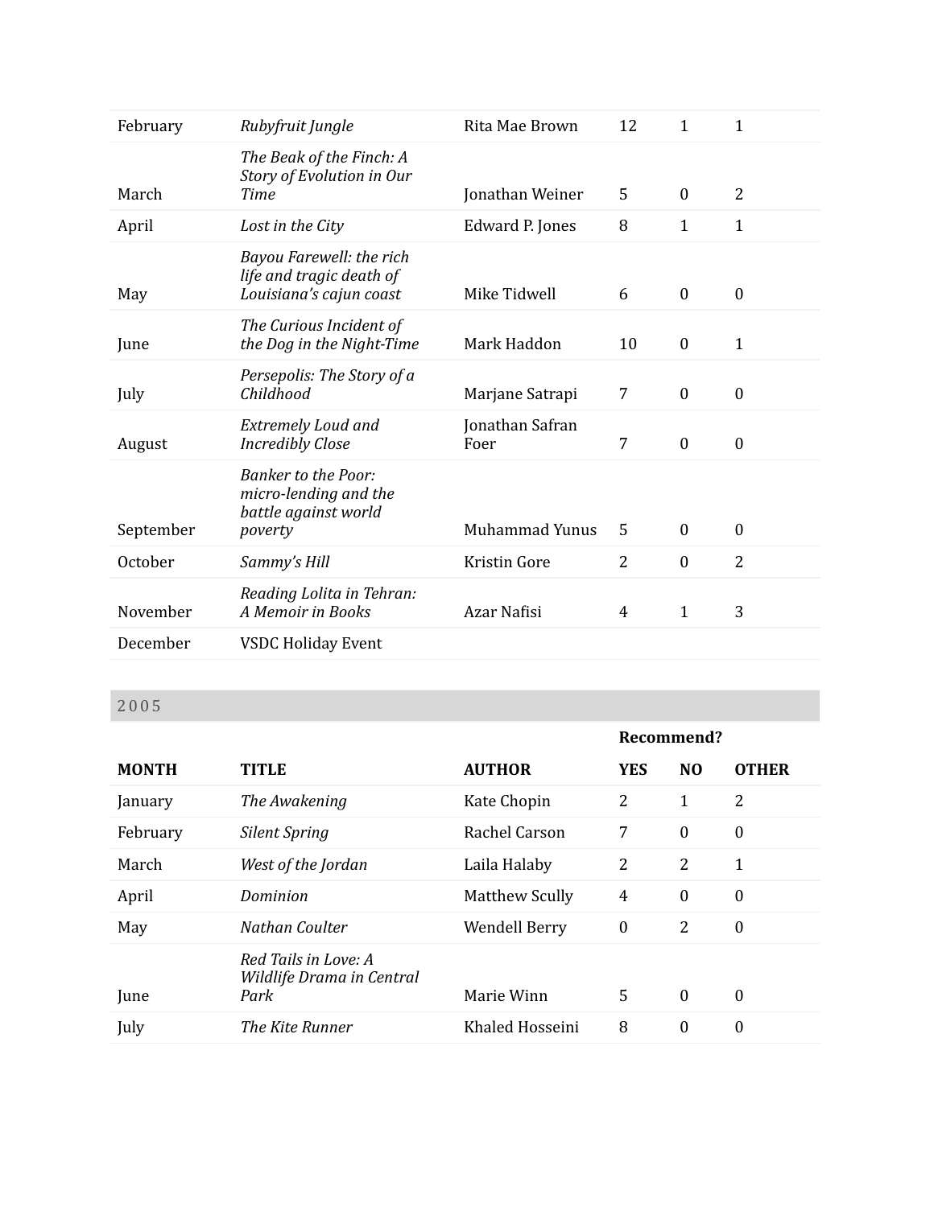| | | | | | |
|---|---|---|---|---|---|
| February | *Rubyfruit Jungle* | Rita Mae Brown | 12 | 1 | 1 |
| March | *The Beak of the Finch: A Story of Evolution in Our Time* | Jonathan Weiner | 5 | 0 | 2 |
| April | *Lost in the City* | Edward P. Jones | 8 | 1 | 1 |
| May | *Bayou Farewell: the rich life and tragic death of Louisiana's cajun coast* | Mike Tidwell | 6 | 0 | 0 |
| June | *The Curious Incident of the Dog in the Night-Time* | Mark Haddon | 10 | 0 | 1 |
| July | *Persepolis: The Story of a Childhood* | Marjane Satrapi | 7 | 0 | 0 |
| August | *Extremely Loud and Incredibly Close* | Jonathan Safran Foer | 7 | 0 | 0 |
| September | *Banker to the Poor: micro-lending and the battle against world poverty* | Muhammad Yunus | 5 | 0 | 0 |
| October | *Sammy's Hill* | Kristin Gore | 2 | 0 | 2 |
| November | *Reading Lolita in Tehran: A Memoir in Books* | Azar Nafisi | 4 | 1 | 3 |
| December | VSDC Holiday Event | | | | |

## 2005

| | | | **Recommend?** | | |
|---|---|---|---|---|---|
| **MONTH** | **TITLE** | **AUTHOR** | **YES** | **NO** | **OTHER** |
| January | *The Awakening* | Kate Chopin | 2 | 1 | 2 |
| February | *Silent Spring* | Rachel Carson | 7 | 0 | 0 |
| March | *West of the Jordan* | Laila Halaby | 2 | 2 | 1 |
| April | *Dominion* | Matthew Scully | 4 | 0 | 0 |
| May | *Nathan Coulter* | Wendell Berry | 0 | 2 | 0 |
| June | *Red Tails in Love: A Wildlife Drama in Central Park* | Marie Winn | 5 | 0 | 0 |
| July | *The Kite Runner* | Khaled Hosseini | 8 | 0 | 0 |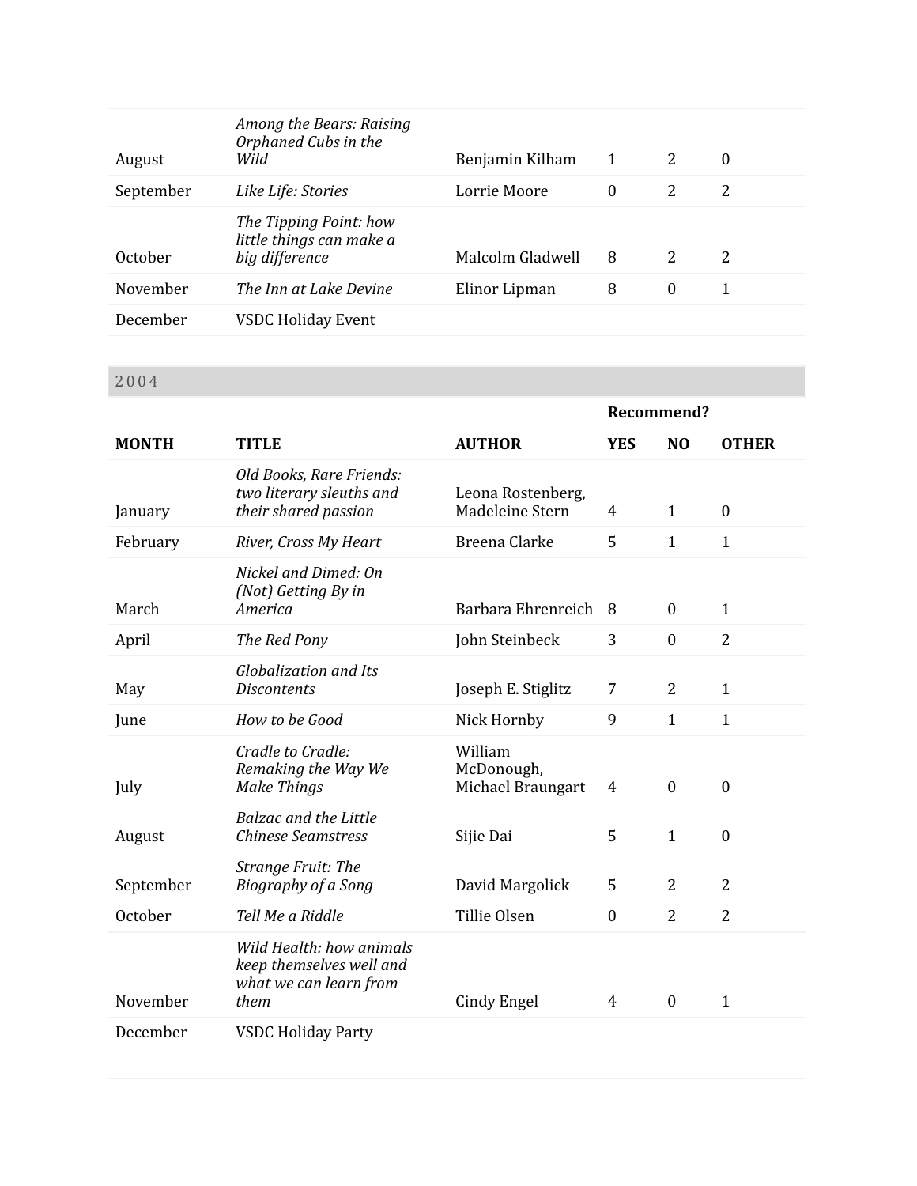| | | | | | |
|---|---|---|---|---|---|
| August | *Among the Bears: Raising Orphaned Cubs in the Wild* | Benjamin Kilham | 1 | 2 | 0 |
| September | *Like Life: Stories* | Lorrie Moore | 0 | 2 | 2 |
| October | *The Tipping Point: how little things can make a big difference* | Malcolm Gladwell | 8 | 2 | 2 |
| November | *The Inn at Lake Devine* | Elinor Lipman | 8 | 0 | 1 |
| December | VSDC Holiday Event | | | | |

## 2004

| | | | **Recommend?** | | |
|---|---|---|---|---|---|
| **MONTH** | **TITLE** | **AUTHOR** | **YES** | **NO** | **OTHER** |
| January | *Old Books, Rare Friends: two literary sleuths and their shared passion* | Leona Rostenberg, Madeleine Stern | 4 | 1 | 0 |
| February | *River, Cross My Heart* | Breena Clarke | 5 | 1 | 1 |
| March | *Nickel and Dimed: On (Not) Getting By in America* | Barbara Ehrenreich | 8 | 0 | 1 |
| April | *The Red Pony* | John Steinbeck | 3 | 0 | 2 |
| May | *Globalization and Its Discontents* | Joseph E. Stiglitz | 7 | 2 | 1 |
| June | *How to be Good* | Nick Hornby | 9 | 1 | 1 |
| July | *Cradle to Cradle: Remaking the Way We Make Things* | William McDonough, Michael Braungart | 4 | 0 | 0 |
| August | *Balzac and the Little Chinese Seamstress* | Sijie Dai | 5 | 1 | 0 |
| September | *Strange Fruit: The Biography of a Song* | David Margolick | 5 | 2 | 2 |
| October | *Tell Me a Riddle* | Tillie Olsen | 0 | 2 | 2 |
| November | *Wild Health: how animals keep themselves well and what we can learn from them* | Cindy Engel | 4 | 0 | 1 |
| December | VSDC Holiday Party | | | | |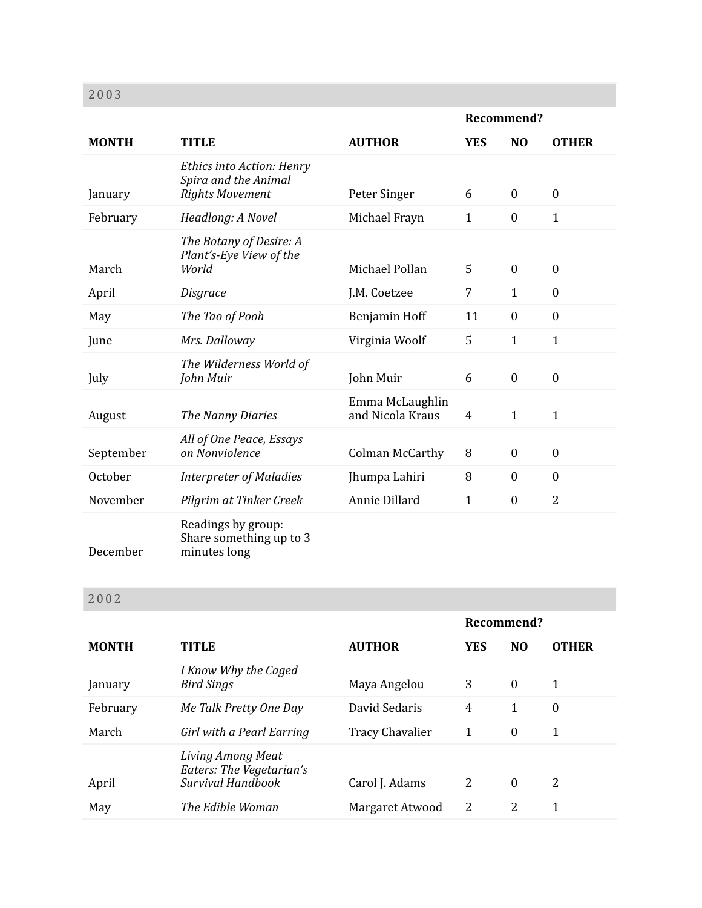## 2003

| | | | Recommend? | | |
|---|---|---|---|---|---|
| **MONTH** | **TITLE** | **AUTHOR** | **YES** | **NO** | **OTHER** |
| January | *Ethics into Action: Henry Spira and the Animal Rights Movement* | Peter Singer | 6 | 0 | 0 |
| February | *Headlong: A Novel* | Michael Frayn | 1 | 0 | 1 |
| March | *The Botany of Desire: A Plant's-Eye View of the World* | Michael Pollan | 5 | 0 | 0 |
| April | *Disgrace* | J.M. Coetzee | 7 | 1 | 0 |
| May | *The Tao of Pooh* | Benjamin Hoff | 11 | 0 | 0 |
| June | *Mrs. Dalloway* | Virginia Woolf | 5 | 1 | 1 |
| July | *The Wilderness World of John Muir* | John Muir | 6 | 0 | 0 |
| August | *The Nanny Diaries* | Emma McLaughlin and Nicola Kraus | 4 | 1 | 1 |
| September | *All of One Peace, Essays on Nonviolence* | Colman McCarthy | 8 | 0 | 0 |
| October | *Interpreter of Maladies* | Jhumpa Lahiri | 8 | 0 | 0 |
| November | *Pilgrim at Tinker Creek* | Annie Dillard | 1 | 0 | 2 |
| December | Readings by group: Share something up to 3 minutes long | | | | |

## 2002

| | | | Recommend? | | |
|---|---|---|---|---|---|
| **MONTH** | **TITLE** | **AUTHOR** | **YES** | **NO** | **OTHER** |
| January | *I Know Why the Caged Bird Sings* | Maya Angelou | 3 | 0 | 1 |
| February | *Me Talk Pretty One Day* | David Sedaris | 4 | 1 | 0 |
| March | *Girl with a Pearl Earring* | Tracy Chavalier | 1 | 0 | 1 |
| April | *Living Among Meat Eaters: The Vegetarian's Survival Handbook* | Carol J. Adams | 2 | 0 | 2 |
| May | *The Edible Woman* | Margaret Atwood | 2 | 2 | 1 |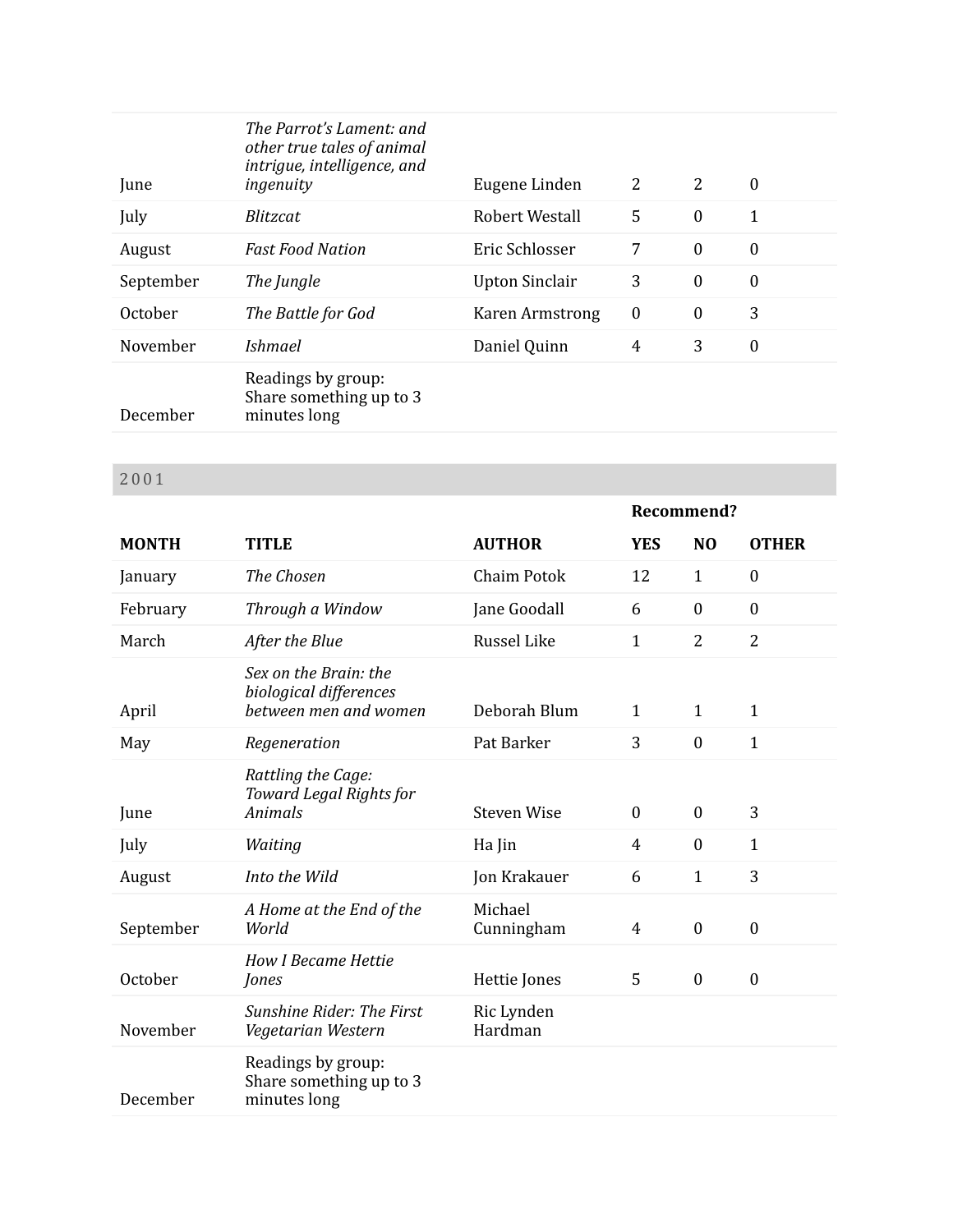| | | | | | |
|---|---|---|---|---|---|
| June | *The Parrot's Lament: and other true tales of animal intrigue, intelligence, and ingenuity* | Eugene Linden | 2 | 2 | 0 |
| July | *Blitzcat* | Robert Westall | 5 | 0 | 1 |
| August | *Fast Food Nation* | Eric Schlosser | 7 | 0 | 0 |
| September | *The Jungle* | Upton Sinclair | 3 | 0 | 0 |
| October | *The Battle for God* | Karen Armstrong | 0 | 0 | 3 |
| November | *Ishmael* | Daniel Quinn | 4 | 3 | 0 |
| December | Readings by group: Share something up to 3 minutes long | | | | |

## 2001

| | | | **Recommend?** | | |
|---|---|---|---|---|---|
| **MONTH** | **TITLE** | **AUTHOR** | **YES** | **NO** | **OTHER** |
| January | *The Chosen* | Chaim Potok | 12 | 1 | 0 |
| February | *Through a Window* | Jane Goodall | 6 | 0 | 0 |
| March | *After the Blue* | Russel Like | 1 | 2 | 2 |
| April | *Sex on the Brain: the biological differences between men and women* | Deborah Blum | 1 | 1 | 1 |
| May | *Regeneration* | Pat Barker | 3 | 0 | 1 |
| June | *Rattling the Cage: Toward Legal Rights for Animals* | Steven Wise | 0 | 0 | 3 |
| July | *Waiting* | Ha Jin | 4 | 0 | 1 |
| August | *Into the Wild* | Jon Krakauer | 6 | 1 | 3 |
| September | *A Home at the End of the World* | Michael Cunningham | 4 | 0 | 0 |
| October | *How I Became Hettie Jones* | Hettie Jones | 5 | 0 | 0 |
| November | *Sunshine Rider: The First Vegetarian Western* | Ric Lynden Hardman | | | |
| December | Readings by group: Share something up to 3 minutes long | | | | |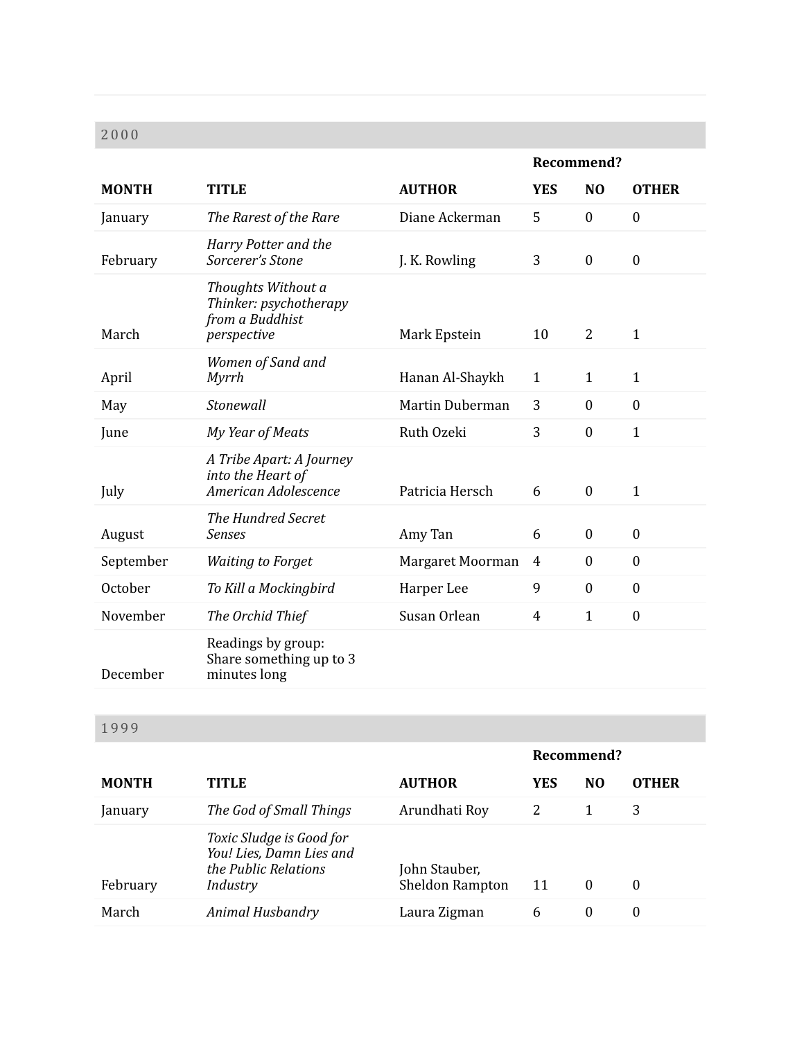## 2000

| | | | Recommend? | | |
|---|---|---|---|---|---|
| **MONTH** | **TITLE** | **AUTHOR** | **YES** | **NO** | **OTHER** |
| January | *The Rarest of the Rare* | Diane Ackerman | 5 | 0 | 0 |
| February | *Harry Potter and the Sorcerer's Stone* | J. K. Rowling | 3 | 0 | 0 |
| March | *Thoughts Without a Thinker: psychotherapy from a Buddhist perspective* | Mark Epstein | 10 | 2 | 1 |
| April | *Women of Sand and Myrrh* | Hanan Al-Shaykh | 1 | 1 | 1 |
| May | *Stonewall* | Martin Duberman | 3 | 0 | 0 |
| June | *My Year of Meats* | Ruth Ozeki | 3 | 0 | 1 |
| July | *A Tribe Apart: A Journey into the Heart of American Adolescence* | Patricia Hersch | 6 | 0 | 1 |
| August | *The Hundred Secret Senses* | Amy Tan | 6 | 0 | 0 |
| September | *Waiting to Forget* | Margaret Moorman | 4 | 0 | 0 |
| October | *To Kill a Mockingbird* | Harper Lee | 9 | 0 | 0 |
| November | *The Orchid Thief* | Susan Orlean | 4 | 1 | 0 |
| December | Readings by group: Share something up to 3 minutes long | | | | |

## 1999

| | | | Recommend? | | |
|---|---|---|---|---|---|
| **MONTH** | **TITLE** | **AUTHOR** | **YES** | **NO** | **OTHER** |
| January | *The God of Small Things* | Arundhati Roy | 2 | 1 | 3 |
| February | *Toxic Sludge is Good for You! Lies, Damn Lies and the Public Relations Industry* | John Stauber, Sheldon Rampton | 11 | 0 | 0 |
| March | *Animal Husbandry* | Laura Zigman | 6 | 0 | 0 |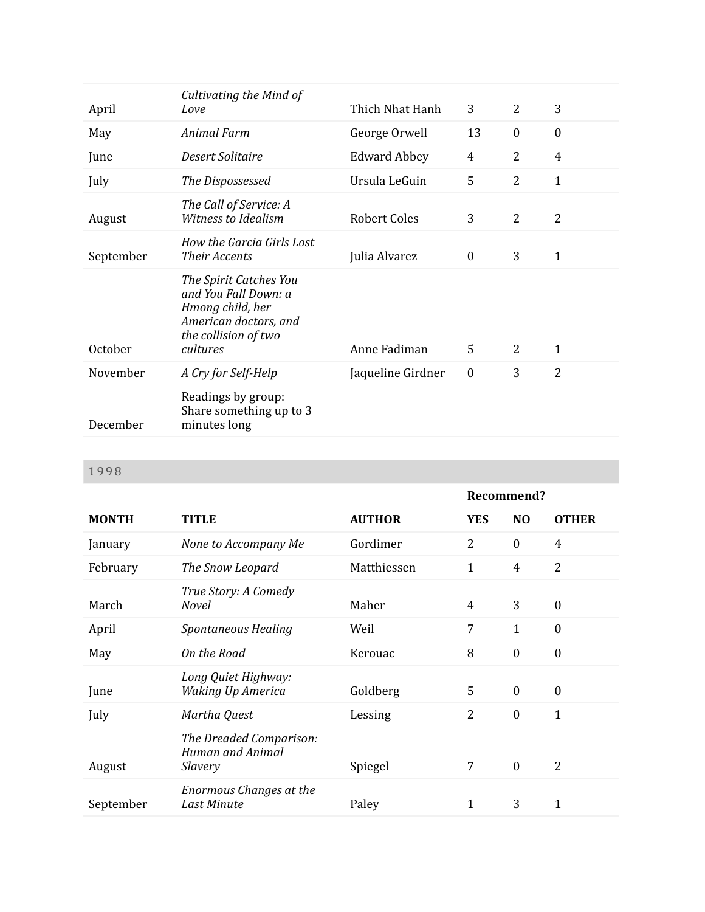| | | | | | |
|---|---|---|---|---|---|
| April | *Cultivating the Mind of Love* | Thich Nhat Hanh | 3 | 2 | 3 |
| May | *Animal Farm* | George Orwell | 13 | 0 | 0 |
| June | *Desert Solitaire* | Edward Abbey | 4 | 2 | 4 |
| July | *The Dispossessed* | Ursula LeGuin | 5 | 2 | 1 |
| August | *The Call of Service: A Witness to Idealism* | Robert Coles | 3 | 2 | 2 |
| September | *How the Garcia Girls Lost Their Accents* | Julia Alvarez | 0 | 3 | 1 |
| October | *The Spirit Catches You and You Fall Down: a Hmong child, her American doctors, and the collision of two cultures* | Anne Fadiman | 5 | 2 | 1 |
| November | *A Cry for Self-Help* | Jaqueline Girdner | 0 | 3 | 2 |
| December | Readings by group: Share something up to 3 minutes long | | | | |

## 1998

| | | | **Recommend?** | | |
|---|---|---|---|---|---|
| **MONTH** | **TITLE** | **AUTHOR** | **YES** | **NO** | **OTHER** |
| January | *None to Accompany Me* | Gordimer | 2 | 0 | 4 |
| February | *The Snow Leopard* | Matthiessen | 1 | 4 | 2 |
| March | *True Story: A Comedy Novel* | Maher | 4 | 3 | 0 |
| April | *Spontaneous Healing* | Weil | 7 | 1 | 0 |
| May | *On the Road* | Kerouac | 8 | 0 | 0 |
| June | *Long Quiet Highway: Waking Up America* | Goldberg | 5 | 0 | 0 |
| July | *Martha Quest* | Lessing | 2 | 0 | 1 |
| August | *The Dreaded Comparison: Human and Animal Slavery* | Spiegel | 7 | 0 | 2 |
| September | *Enormous Changes at the Last Minute* | Paley | 1 | 3 | 1 |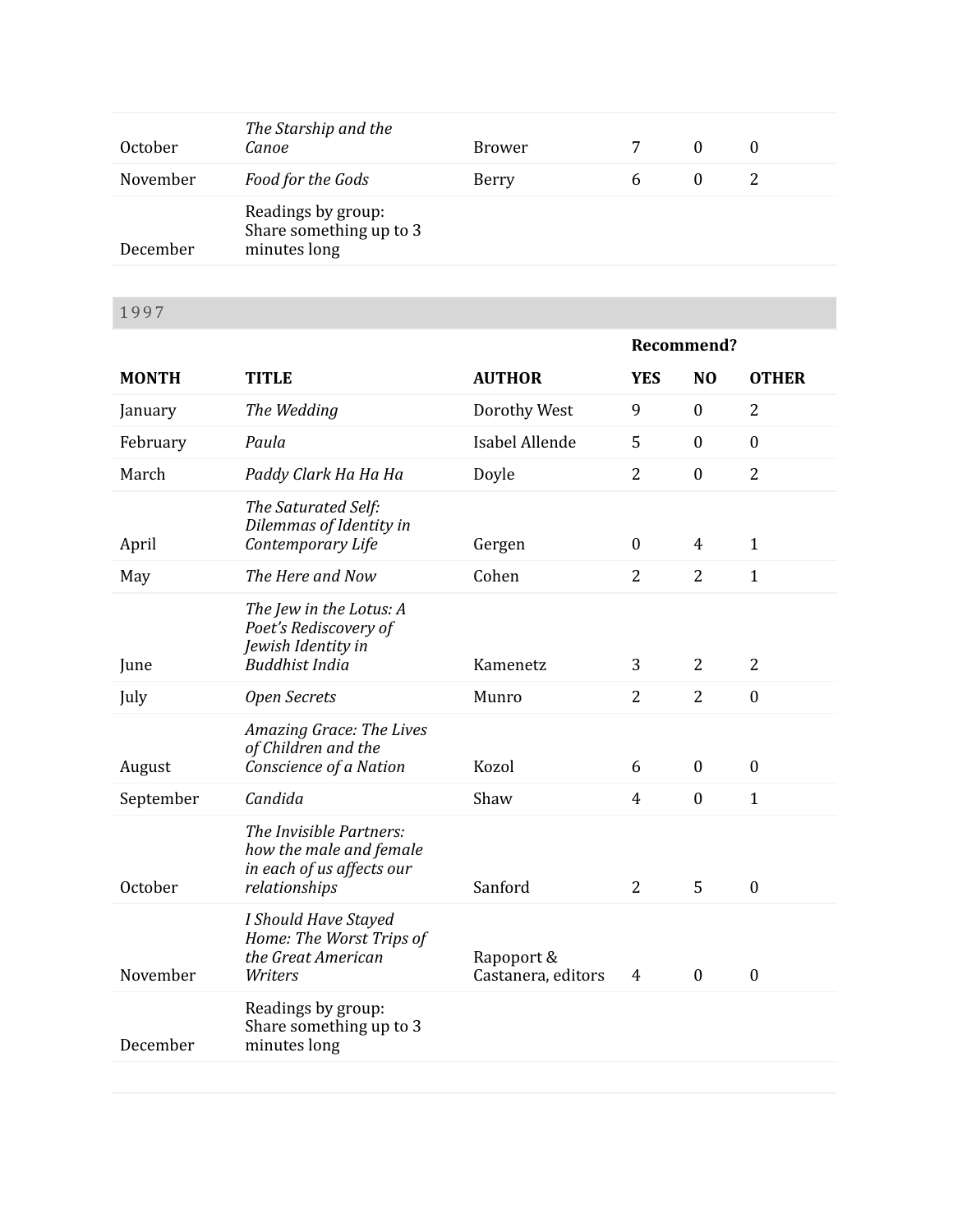| | | | | | |
|---|---|---|---|---|---|
| October | *The Starship and the Canoe* | Brower | 7 | 0 | 0 |
| November | *Food for the Gods* | Berry | 6 | 0 | 2 |
| December | Readings by group: Share something up to 3 minutes long | | | | |

## 1997

| | | | Recommend? | | |
|---|---|---|---|---|---|
| **MONTH** | **TITLE** | **AUTHOR** | **YES** | **NO** | **OTHER** |
| January | *The Wedding* | Dorothy West | 9 | 0 | 2 |
| February | *Paula* | Isabel Allende | 5 | 0 | 0 |
| March | *Paddy Clark Ha Ha Ha* | Doyle | 2 | 0 | 2 |
| April | *The Saturated Self: Dilemmas of Identity in Contemporary Life* | Gergen | 0 | 4 | 1 |
| May | *The Here and Now* | Cohen | 2 | 2 | 1 |
| June | *The Jew in the Lotus: A Poet's Rediscovery of Jewish Identity in Buddhist India* | Kamenetz | 3 | 2 | 2 |
| July | *Open Secrets* | Munro | 2 | 2 | 0 |
| August | *Amazing Grace: The Lives of Children and the Conscience of a Nation* | Kozol | 6 | 0 | 0 |
| September | *Candida* | Shaw | 4 | 0 | 1 |
| October | *The Invisible Partners: how the male and female in each of us affects our relationships* | Sanford | 2 | 5 | 0 |
| November | *I Should Have Stayed Home: The Worst Trips of the Great American Writers* | Rapoport & Castanera, editors | 4 | 0 | 0 |
| December | Readings by group: Share something up to 3 minutes long | | | | |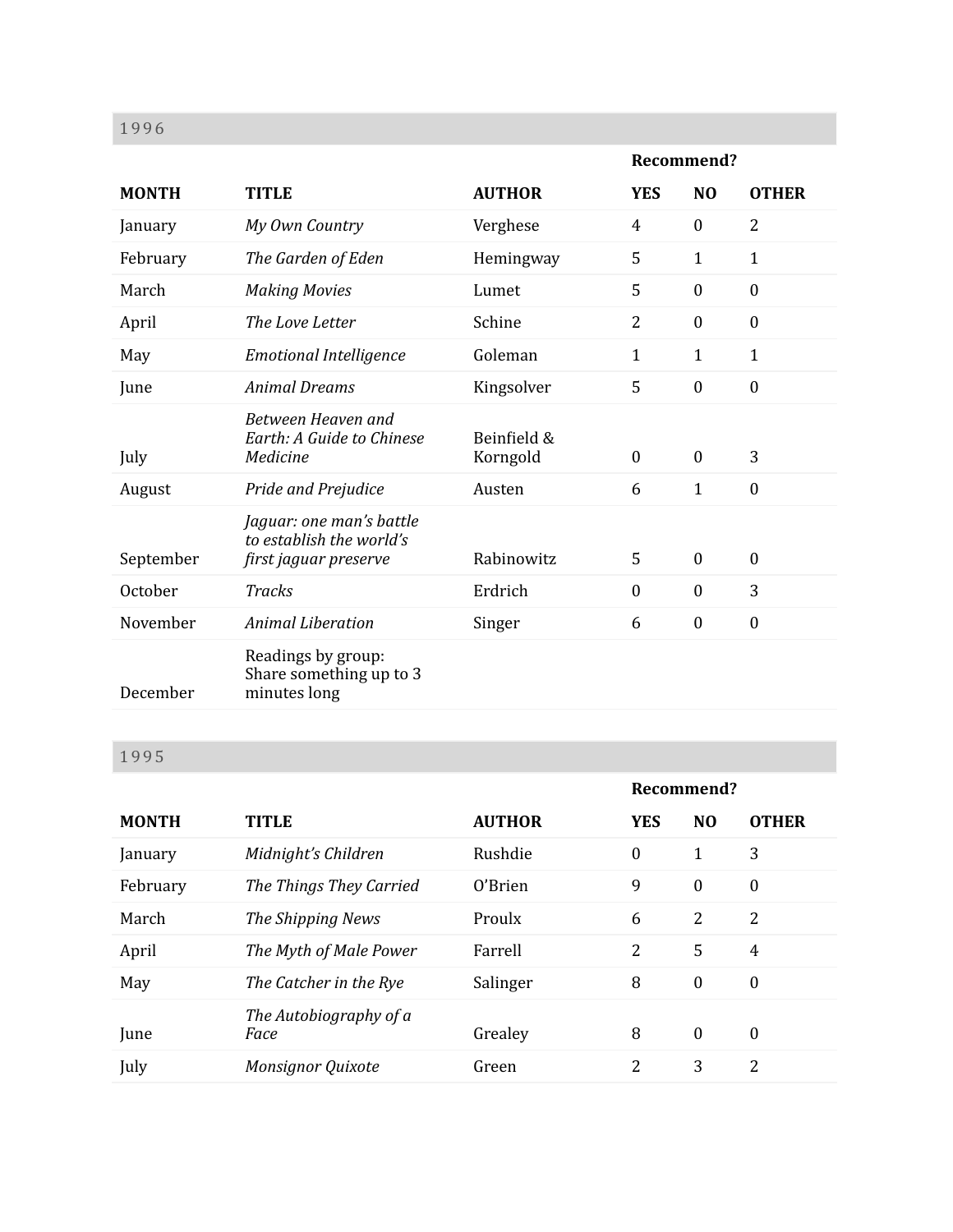## 1996

| | | | Recommend? | | |
|---|---|---|---|---|---|
| **MONTH** | **TITLE** | **AUTHOR** | **YES** | **NO** | **OTHER** |
| January | *My Own Country* | Verghese | 4 | 0 | 2 |
| February | *The Garden of Eden* | Hemingway | 5 | 1 | 1 |
| March | *Making Movies* | Lumet | 5 | 0 | 0 |
| April | *The Love Letter* | Schine | 2 | 0 | 0 |
| May | *Emotional Intelligence* | Goleman | 1 | 1 | 1 |
| June | *Animal Dreams* | Kingsolver | 5 | 0 | 0 |
| July | *Between Heaven and Earth: A Guide to Chinese Medicine* | Beinfield & Korngold | 0 | 0 | 3 |
| August | *Pride and Prejudice* | Austen | 6 | 1 | 0 |
| September | *Jaguar: one man's battle to establish the world's first jaguar preserve* | Rabinowitz | 5 | 0 | 0 |
| October | *Tracks* | Erdrich | 0 | 0 | 3 |
| November | *Animal Liberation* | Singer | 6 | 0 | 0 |
| December | Readings by group: Share something up to 3 minutes long | | | | |

## 1995

| | | | Recommend? | | |
|---|---|---|---|---|---|
| **MONTH** | **TITLE** | **AUTHOR** | **YES** | **NO** | **OTHER** |
| January | *Midnight's Children* | Rushdie | 0 | 1 | 3 |
| February | *The Things They Carried* | O'Brien | 9 | 0 | 0 |
| March | *The Shipping News* | Proulx | 6 | 2 | 2 |
| April | *The Myth of Male Power* | Farrell | 2 | 5 | 4 |
| May | *The Catcher in the Rye* | Salinger | 8 | 0 | 0 |
| June | *The Autobiography of a Face* | Grealey | 8 | 0 | 0 |
| July | *Monsignor Quixote* | Green | 2 | 3 | 2 |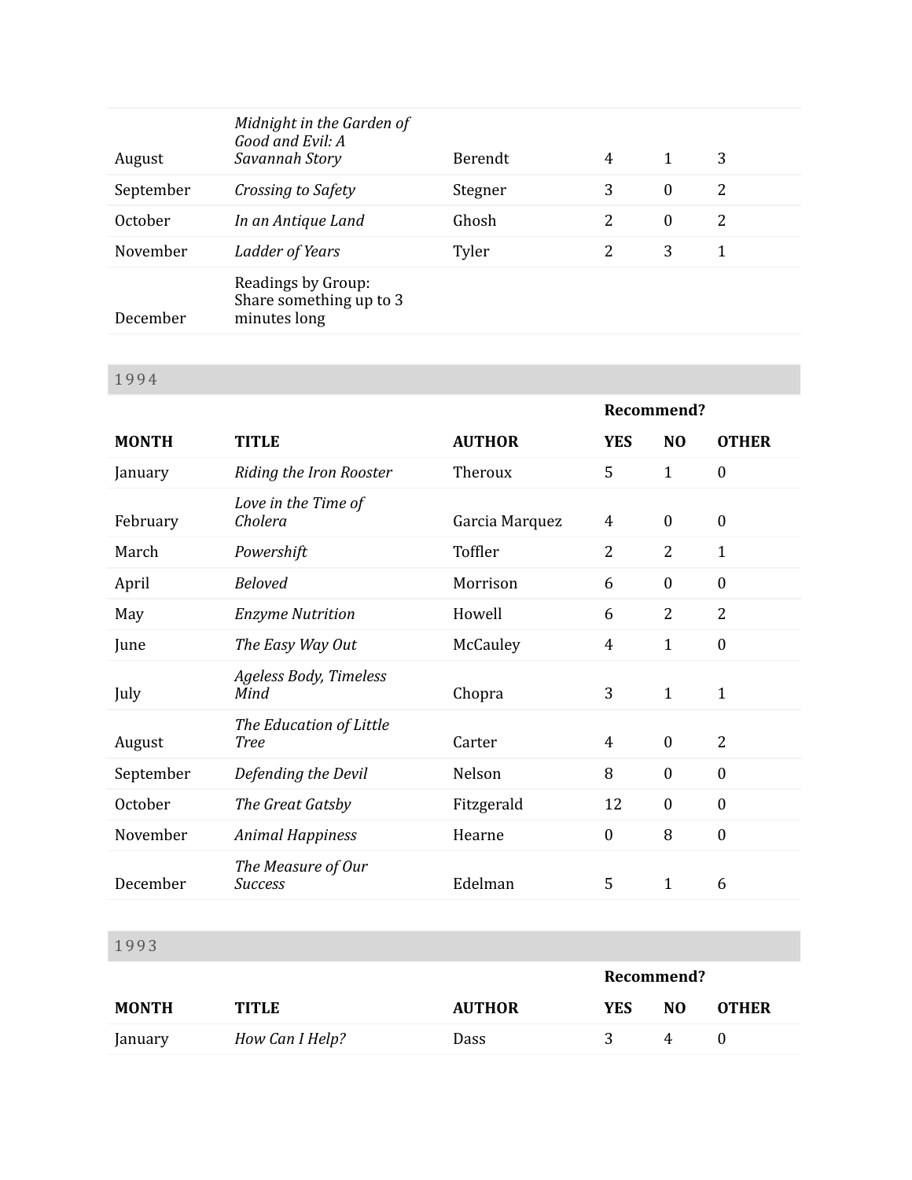| | | | | | |
|---|---|---|---|---|---|
| August | *Midnight in the Garden of Good and Evil: A Savannah Story* | Berendt | 4 | 1 | 3 |
| September | *Crossing to Safety* | Stegner | 3 | 0 | 2 |
| October | *In an Antique Land* | Ghosh | 2 | 0 | 2 |
| November | *Ladder of Years* | Tyler | 2 | 3 | 1 |
| December | Readings by Group: Share something up to 3 minutes long | | | | |

## 1994

| | | | Recommend? | | |
|---|---|---|---|---|---|
| **MONTH** | **TITLE** | **AUTHOR** | **YES** | **NO** | **OTHER** |
| January | *Riding the Iron Rooster* | Theroux | 5 | 1 | 0 |
| February | *Love in the Time of Cholera* | Garcia Marquez | 4 | 0 | 0 |
| March | *Powershift* | Toffler | 2 | 2 | 1 |
| April | *Beloved* | Morrison | 6 | 0 | 0 |
| May | *Enzyme Nutrition* | Howell | 6 | 2 | 2 |
| June | *The Easy Way Out* | McCauley | 4 | 1 | 0 |
| July | *Ageless Body, Timeless Mind* | Chopra | 3 | 1 | 1 |
| August | *The Education of Little Tree* | Carter | 4 | 0 | 2 |
| September | *Defending the Devil* | Nelson | 8 | 0 | 0 |
| October | *The Great Gatsby* | Fitzgerald | 12 | 0 | 0 |
| November | *Animal Happiness* | Hearne | 0 | 8 | 0 |
| December | *The Measure of Our Success* | Edelman | 5 | 1 | 6 |

## 1993

| | | | Recommend? | | |
|---|---|---|---|---|---|
| **MONTH** | **TITLE** | **AUTHOR** | **YES** | **NO** | **OTHER** |
| January | *How Can I Help?* | Dass | 3 | 4 | 0 |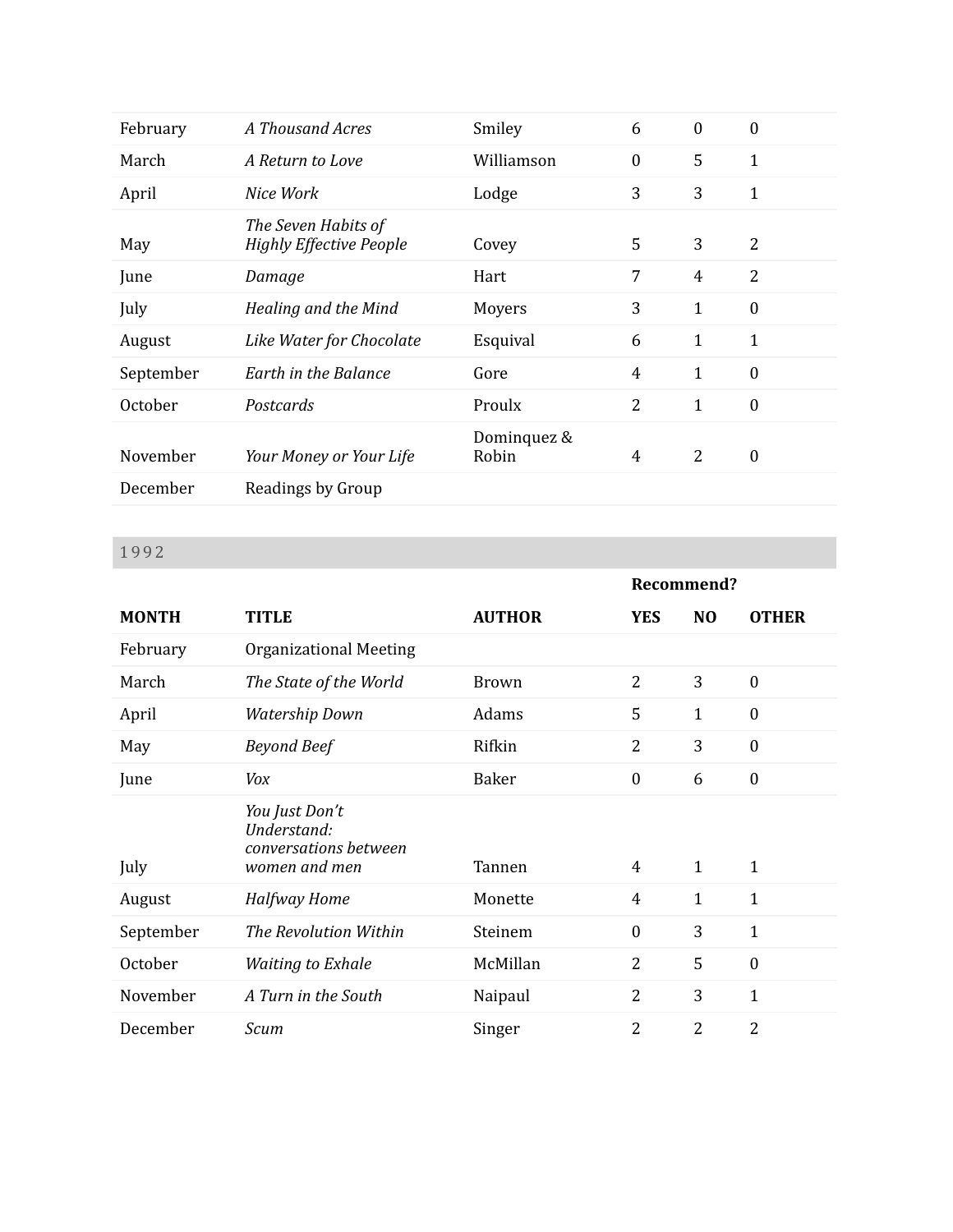| | | | | | |
|---|---|---|---|---|---|
| February | *A Thousand Acres* | Smiley | 6 | 0 | 0 |
| March | *A Return to Love* | Williamson | 0 | 5 | 1 |
| April | *Nice Work* | Lodge | 3 | 3 | 1 |
| May | *The Seven Habits of Highly Effective People* | Covey | 5 | 3 | 2 |
| June | *Damage* | Hart | 7 | 4 | 2 |
| July | *Healing and the Mind* | Moyers | 3 | 1 | 0 |
| August | *Like Water for Chocolate* | Esquival | 6 | 1 | 1 |
| September | *Earth in the Balance* | Gore | 4 | 1 | 0 |
| October | *Postcards* | Proulx | 2 | 1 | 0 |
| November | *Your Money or Your Life* | Dominquez & Robin | 4 | 2 | 0 |
| December | Readings by Group | | | | |

## 1992

| | | | Recommend? | | |
|---|---|---|---|---|---|
| **MONTH** | **TITLE** | **AUTHOR** | **YES** | **NO** | **OTHER** |
| February | Organizational Meeting | | | | |
| March | *The State of the World* | Brown | 2 | 3 | 0 |
| April | *Watership Down* | Adams | 5 | 1 | 0 |
| May | *Beyond Beef* | Rifkin | 2 | 3 | 0 |
| June | *Vox* | Baker | 0 | 6 | 0 |
| July | *You Just Don't Understand: conversations between women and men* | Tannen | 4 | 1 | 1 |
| August | *Halfway Home* | Monette | 4 | 1 | 1 |
| September | *The Revolution Within* | Steinem | 0 | 3 | 1 |
| October | *Waiting to Exhale* | McMillan | 2 | 5 | 0 |
| November | *A Turn in the South* | Naipaul | 2 | 3 | 1 |
| December | *Scum* | Singer | 2 | 2 | 2 |